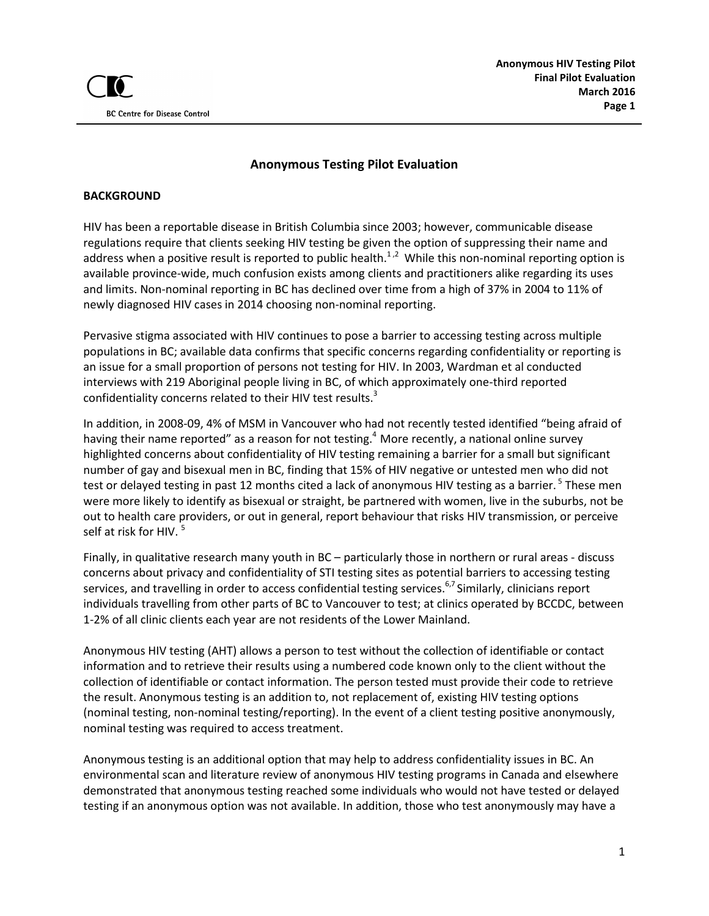# Anonymous Testing Pilot Evaluation

## BACKGROUND

HIV has been a reportable disease in British Columbia since 2003; however, communicable disease regulations require that clients seeking HIV testing be given the option of suppressing their name and address when a positive result is reported to public health.[1,2] While this non-nominal reporting option is available province-wide, much confusion exists among clients and practitioners alike regarding its uses and limits. Non-nominal reporting in BC has declined over time from a high of 37% in 2004 to 11% of newly diagnosed HIV cases in 2014 choosing non-nominal reporting.

Pervasive stigma associated with HIV continues to pose a barrier to accessing testing across multiple populations in BC; available data confirms that specific concerns regarding confidentiality or reporting is an issue for a small proportion of persons not testing for HIV. In 2003, Wardman et al conducted interviews with 219 Aboriginal people living in BC, of which approximately one-third reported confidentiality concerns related to their HIV test results.[3]

In addition, in 2008-09, 4% of MSM in Vancouver who had not recently tested identified "being afraid of having their name reported" as a reason for not testing.[4] More recently, a national online survey highlighted concerns about confidentiality of HIV testing remaining a barrier for a small but significant number of gay and bisexual men in BC, finding that 15% of HIV negative or untested men who did not test or delayed testing in past 12 months cited a lack of anonymous HIV testing as a barrier.[5] These men were more likely to identify as bisexual or straight, be partnered with women, live in the suburbs, not be out to health care providers, or out in general, report behaviour that risks HIV transmission, or perceive self at risk for HIV.[5]

Finally, in qualitative research many youth in BC – particularly those in northern or rural areas - discuss concerns about privacy and confidentiality of STI testing sites as potential barriers to accessing testing services, and travelling in order to access confidential testing services.[6,7] Similarly, clinicians report individuals travelling from other parts of BC to Vancouver to test; at clinics operated by BCCDC, between 1-2% of all clinic clients each year are not residents of the Lower Mainland.

Anonymous HIV testing (AHT) allows a person to test without the collection of identifiable or contact information and to retrieve their results using a numbered code known only to the client without the collection of identifiable or contact information. The person tested must provide their code to retrieve the result. Anonymous testing is an addition to, not replacement of, existing HIV testing options (nominal testing, non-nominal testing/reporting). In the event of a client testing positive anonymously, nominal testing was required to access treatment.

Anonymous testing is an additional option that may help to address confidentiality issues in BC. An environmental scan and literature review of anonymous HIV testing programs in Canada and elsewhere demonstrated that anonymous testing reached some individuals who would not have tested or delayed testing if an anonymous option was not available. In addition, those who test anonymously may have a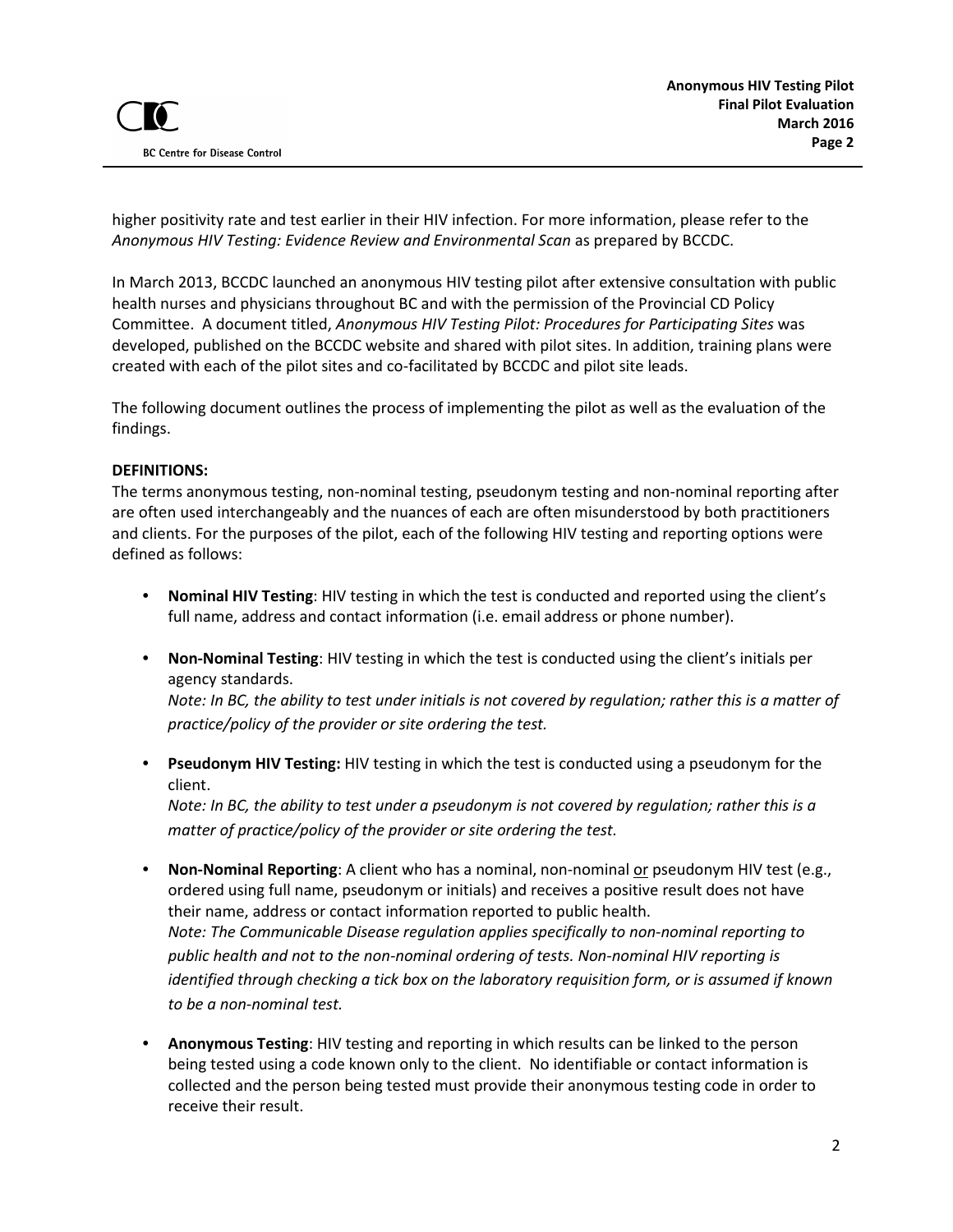higher positivity rate and test earlier in their HIV infection. For more information, please refer to the *Anonymous HIV Testing: Evidence Review and Environmental Scan* as prepared by BCCDC.

In March 2013, BCCDC launched an anonymous HIV testing pilot after extensive consultation with public health nurses and physicians throughout BC and with the permission of the Provincial CD Policy Committee. A document titled, *Anonymous HIV Testing Pilot: Procedures for Participating Sites* was developed, published on the BCCDC website and shared with pilot sites. In addition, training plans were created with each of the pilot sites and co-facilitated by BCCDC and pilot site leads.

The following document outlines the process of implementing the pilot as well as the evaluation of the findings.

**DEFINITIONS:**

The terms anonymous testing, non-nominal testing, pseudonym testing and non-nominal reporting after are often used interchangeably and the nuances of each are often misunderstood by both practitioners and clients. For the purposes of the pilot, each of the following HIV testing and reporting options were defined as follows:

- **Nominal HIV Testing**: HIV testing in which the test is conducted and reported using the client's full name, address and contact information (i.e. email address or phone number).
- **Non-Nominal Testing**: HIV testing in which the test is conducted using the client's initials per agency standards.
  *Note: In BC, the ability to test under initials is not covered by regulation; rather this is a matter of practice/policy of the provider or site ordering the test.*
- **Pseudonym HIV Testing:** HIV testing in which the test is conducted using a pseudonym for the client.
  *Note: In BC, the ability to test under a pseudonym is not covered by regulation; rather this is a matter of practice/policy of the provider or site ordering the test.*
- **Non-Nominal Reporting**: A client who has a nominal, non-nominal or pseudonym HIV test (e.g., ordered using full name, pseudonym or initials) and receives a positive result does not have their name, address or contact information reported to public health.
  *Note: The Communicable Disease regulation applies specifically to non-nominal reporting to public health and not to the non-nominal ordering of tests. Non-nominal HIV reporting is identified through checking a tick box on the laboratory requisition form, or is assumed if known to be a non-nominal test.*
- **Anonymous Testing**: HIV testing and reporting in which results can be linked to the person being tested using a code known only to the client. No identifiable or contact information is collected and the person being tested must provide their anonymous testing code in order to receive their result.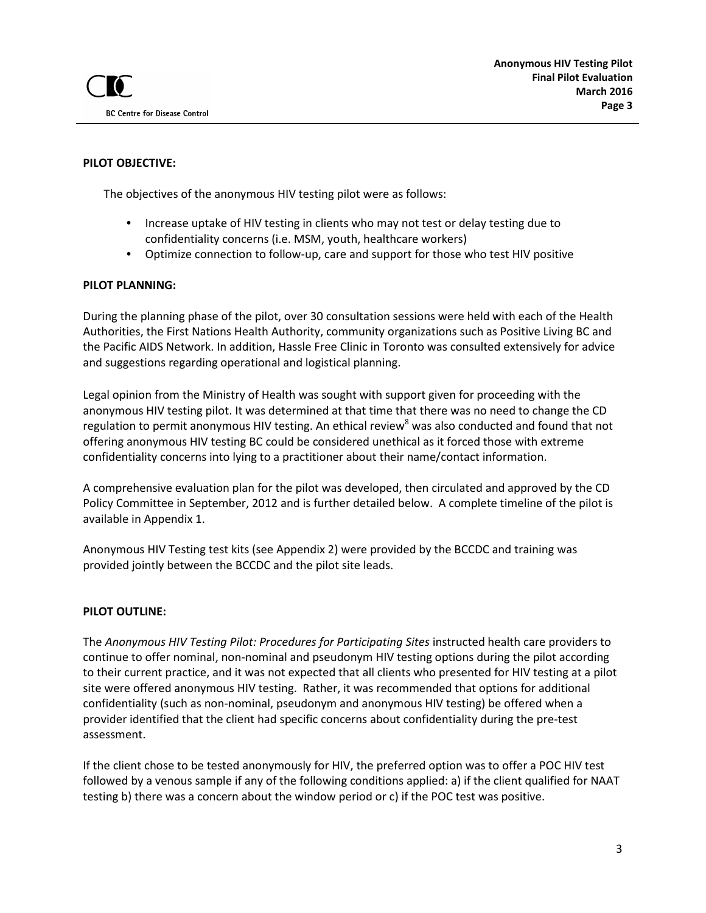**PILOT OBJECTIVE:**

The objectives of the anonymous HIV testing pilot were as follows:

- Increase uptake of HIV testing in clients who may not test or delay testing due to confidentiality concerns (i.e. MSM, youth, healthcare workers)
- Optimize connection to follow-up, care and support for those who test HIV positive

**PILOT PLANNING:**

During the planning phase of the pilot, over 30 consultation sessions were held with each of the Health Authorities, the First Nations Health Authority, community organizations such as Positive Living BC and the Pacific AIDS Network. In addition, Hassle Free Clinic in Toronto was consulted extensively for advice and suggestions regarding operational and logistical planning.

Legal opinion from the Ministry of Health was sought with support given for proceeding with the anonymous HIV testing pilot. It was determined at that time that there was no need to change the CD regulation to permit anonymous HIV testing. An ethical review[8] was also conducted and found that not offering anonymous HIV testing BC could be considered unethical as it forced those with extreme confidentiality concerns into lying to a practitioner about their name/contact information.

A comprehensive evaluation plan for the pilot was developed, then circulated and approved by the CD Policy Committee in September, 2012 and is further detailed below. A complete timeline of the pilot is available in Appendix 1.

Anonymous HIV Testing test kits (see Appendix 2) were provided by the BCCDC and training was provided jointly between the BCCDC and the pilot site leads.

**PILOT OUTLINE:**

The *Anonymous HIV Testing Pilot: Procedures for Participating Sites* instructed health care providers to continue to offer nominal, non-nominal and pseudonym HIV testing options during the pilot according to their current practice, and it was not expected that all clients who presented for HIV testing at a pilot site were offered anonymous HIV testing. Rather, it was recommended that options for additional confidentiality (such as non-nominal, pseudonym and anonymous HIV testing) be offered when a provider identified that the client had specific concerns about confidentiality during the pre-test assessment.

If the client chose to be tested anonymously for HIV, the preferred option was to offer a POC HIV test followed by a venous sample if any of the following conditions applied: a) if the client qualified for NAAT testing b) there was a concern about the window period or c) if the POC test was positive.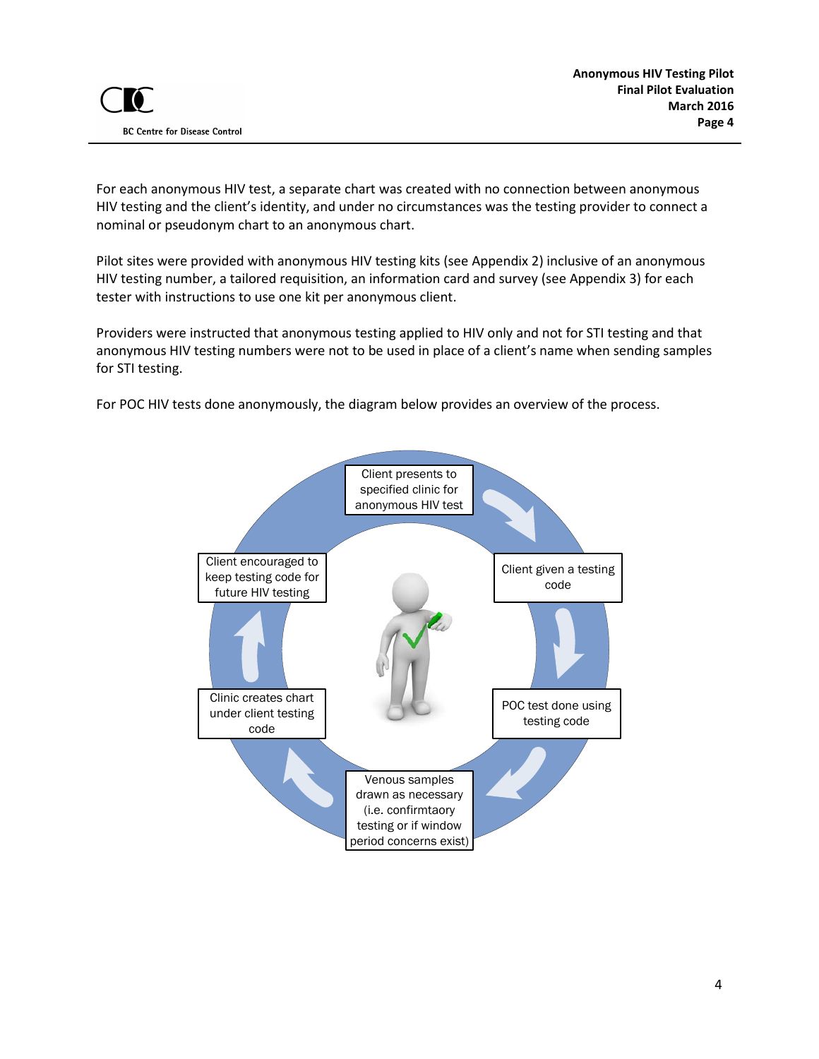For each anonymous HIV test, a separate chart was created with no connection between anonymous HIV testing and the client's identity, and under no circumstances was the testing provider to connect a nominal or pseudonym chart to an anonymous chart.

Pilot sites were provided with anonymous HIV testing kits (see Appendix 2) inclusive of an anonymous HIV testing number, a tailored requisition, an information card and survey (see Appendix 3) for each tester with instructions to use one kit per anonymous client.

Providers were instructed that anonymous testing applied to HIV only and not for STI testing and that anonymous HIV testing numbers were not to be used in place of a client's name when sending samples for STI testing.

For POC HIV tests done anonymously, the diagram below provides an overview of the process.

Client presents to specified clinic for anonymous HIV test

Client given a testing code

POC test done using testing code

Venous samples drawn as necessary (i.e. confirmtaory testing or if window period concerns exist)

Clinic creates chart under client testing code

Client encouraged to keep testing code for future HIV testing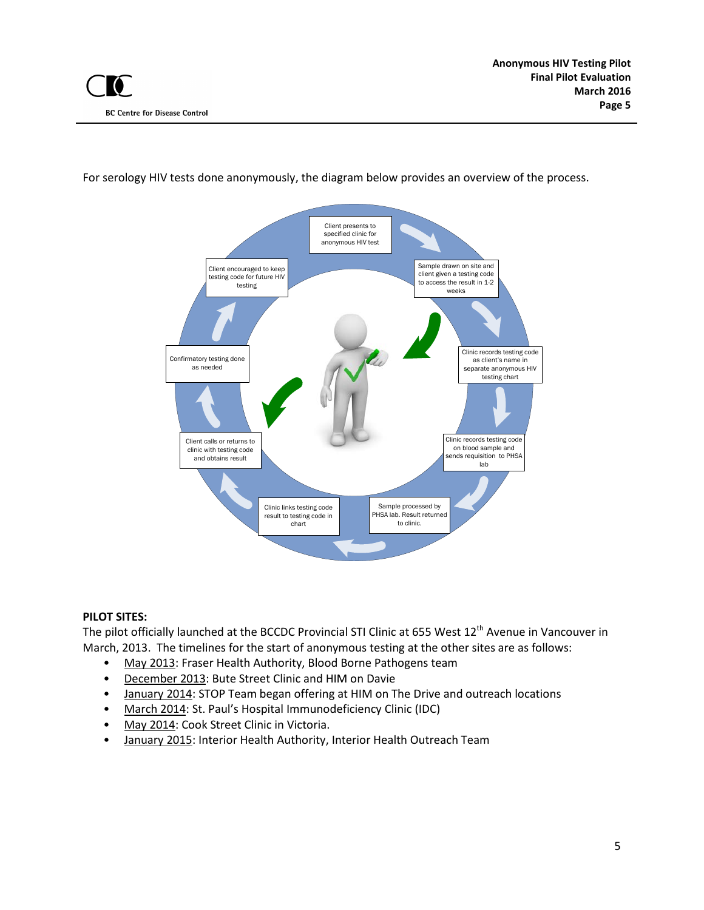For serology HIV tests done anonymously, the diagram below provides an overview of the process.

1. Client presents to specified clinic for anonymous HIV test
2. Sample drawn on site and client given a testing code to access the result in 1-2 weeks
3. Clinic records testing code as client's name in separate anonymous HIV testing chart
4. Clinic records testing code on blood sample and sends requisition to PHSA lab
5. Sample processed by PHSA lab. Result returned to clinic.
6. Clinic links testing code result to testing code in chart
7. Client calls or returns to clinic with testing code and obtains result
8. Confirmatory testing done as needed
9. Client encouraged to keep testing code for future HIV testing

**PILOT SITES:**

The pilot officially launched at the BCCDC Provincial STI Clinic at 655 West 12th Avenue in Vancouver in March, 2013. The timelines for the start of anonymous testing at the other sites are as follows:

- May 2013: Fraser Health Authority, Blood Borne Pathogens team
- December 2013: Bute Street Clinic and HIM on Davie
- January 2014: STOP Team began offering at HIM on The Drive and outreach locations
- March 2014: St. Paul's Hospital Immunodeficiency Clinic (IDC)
- May 2014: Cook Street Clinic in Victoria.
- January 2015: Interior Health Authority, Interior Health Outreach Team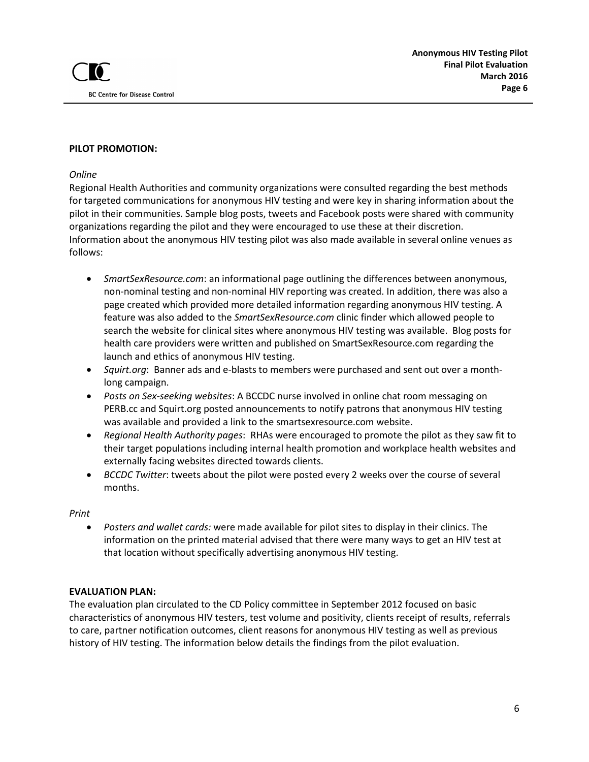## PILOT PROMOTION:

*Online*

Regional Health Authorities and community organizations were consulted regarding the best methods for targeted communications for anonymous HIV testing and were key in sharing information about the pilot in their communities. Sample blog posts, tweets and Facebook posts were shared with community organizations regarding the pilot and they were encouraged to use these at their discretion. Information about the anonymous HIV testing pilot was also made available in several online venues as follows:

- *SmartSexResource.com*: an informational page outlining the differences between anonymous, non-nominal testing and non-nominal HIV reporting was created. In addition, there was also a page created which provided more detailed information regarding anonymous HIV testing. A feature was also added to the *SmartSexResource.com* clinic finder which allowed people to search the website for clinical sites where anonymous HIV testing was available. Blog posts for health care providers were written and published on SmartSexResource.com regarding the launch and ethics of anonymous HIV testing.
- *Squirt.org*: Banner ads and e-blasts to members were purchased and sent out over a month-long campaign.
- *Posts on Sex-seeking websites*: A BCCDC nurse involved in online chat room messaging on PERB.cc and Squirt.org posted announcements to notify patrons that anonymous HIV testing was available and provided a link to the smartsexresource.com website.
- *Regional Health Authority pages*: RHAs were encouraged to promote the pilot as they saw fit to their target populations including internal health promotion and workplace health websites and externally facing websites directed towards clients.
- *BCCDC Twitter*: tweets about the pilot were posted every 2 weeks over the course of several months.

*Print*

- *Posters and wallet cards:* were made available for pilot sites to display in their clinics. The information on the printed material advised that there were many ways to get an HIV test at that location without specifically advertising anonymous HIV testing.

## EVALUATION PLAN:

The evaluation plan circulated to the CD Policy committee in September 2012 focused on basic characteristics of anonymous HIV testers, test volume and positivity, clients receipt of results, referrals to care, partner notification outcomes, client reasons for anonymous HIV testing as well as previous history of HIV testing. The information below details the findings from the pilot evaluation.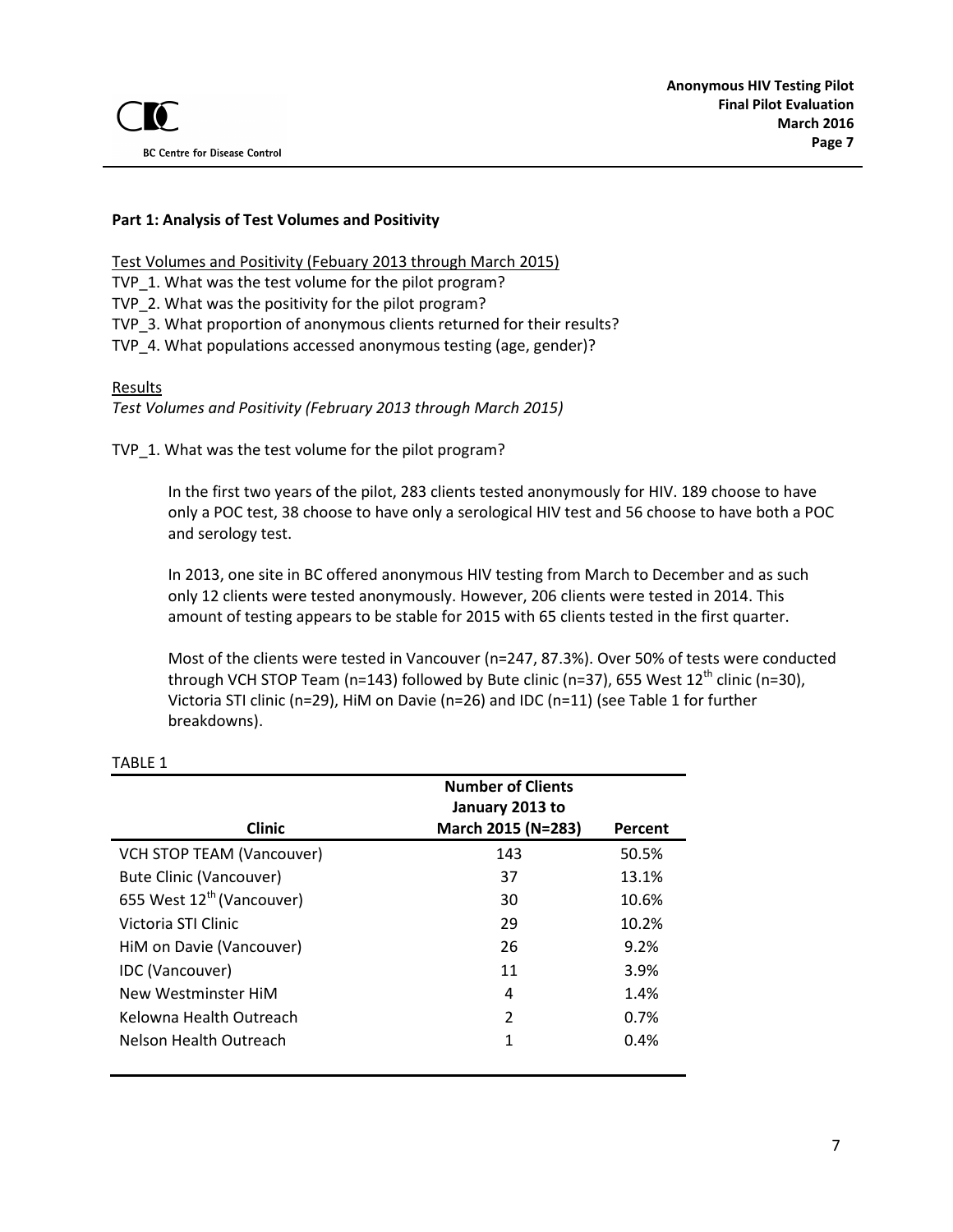**Part 1: Analysis of Test Volumes and Positivity**

Test Volumes and Positivity (Febuary 2013 through March 2015)

TVP_1. What was the test volume for the pilot program?
TVP_2. What was the positivity for the pilot program?
TVP_3. What proportion of anonymous clients returned for their results?
TVP_4. What populations accessed anonymous testing (age, gender)?

Results

*Test Volumes and Positivity (February 2013 through March 2015)*

TVP_1. What was the test volume for the pilot program?

In the first two years of the pilot, 283 clients tested anonymously for HIV. 189 choose to have only a POC test, 38 choose to have only a serological HIV test and 56 choose to have both a POC and serology test.

In 2013, one site in BC offered anonymous HIV testing from March to December and as such only 12 clients were tested anonymously. However, 206 clients were tested in 2014. This amount of testing appears to be stable for 2015 with 65 clients tested in the first quarter.

Most of the clients were tested in Vancouver (n=247, 87.3%). Over 50% of tests were conducted through VCH STOP Team (n=143) followed by Bute clinic (n=37), 655 West 12th clinic (n=30), Victoria STI clinic (n=29), HiM on Davie (n=26) and IDC (n=11) (see Table 1 for further breakdowns).

TABLE 1

| Clinic | Number of Clients January 2013 to March 2015 (N=283) | Percent |
|---|---|---|
| VCH STOP TEAM (Vancouver) | 143 | 50.5% |
| Bute Clinic (Vancouver) | 37 | 13.1% |
| 655 West 12th (Vancouver) | 30 | 10.6% |
| Victoria STI Clinic | 29 | 10.2% |
| HiM on Davie (Vancouver) | 26 | 9.2% |
| IDC (Vancouver) | 11 | 3.9% |
| New Westminster HiM | 4 | 1.4% |
| Kelowna Health Outreach | 2 | 0.7% |
| Nelson Health Outreach | 1 | 0.4% |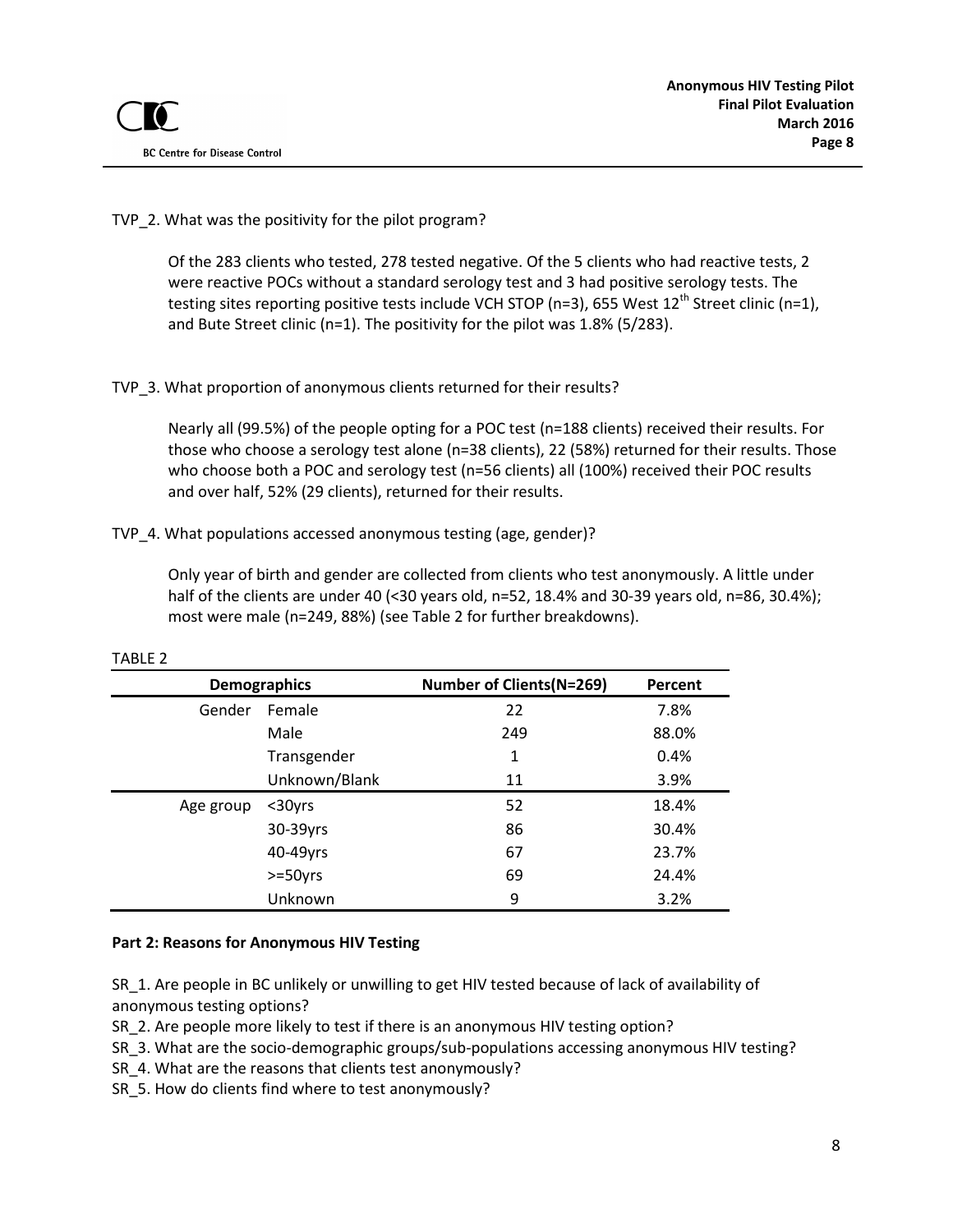TVP_2. What was the positivity for the pilot program?

Of the 283 clients who tested, 278 tested negative. Of the 5 clients who had reactive tests, 2 were reactive POCs without a standard serology test and 3 had positive serology tests. The testing sites reporting positive tests include VCH STOP (n=3), 655 West 12th Street clinic (n=1), and Bute Street clinic (n=1). The positivity for the pilot was 1.8% (5/283).

TVP_3. What proportion of anonymous clients returned for their results?

Nearly all (99.5%) of the people opting for a POC test (n=188 clients) received their results. For those who choose a serology test alone (n=38 clients), 22 (58%) returned for their results. Those who choose both a POC and serology test (n=56 clients) all (100%) received their POC results and over half, 52% (29 clients), returned for their results.

TVP_4. What populations accessed anonymous testing (age, gender)?

Only year of birth and gender are collected from clients who test anonymously. A little under half of the clients are under 40 (<30 years old, n=52, 18.4% and 30-39 years old, n=86, 30.4%); most were male (n=249, 88%) (see Table 2 for further breakdowns).

TABLE 2

| Demographics | | Number of Clients(N=269) | Percent |
|---|---|---|---|
| Gender | Female | 22 | 7.8% |
| | Male | 249 | 88.0% |
| | Transgender | 1 | 0.4% |
| | Unknown/Blank | 11 | 3.9% |
| Age group | <30yrs | 52 | 18.4% |
| | 30-39yrs | 86 | 30.4% |
| | 40-49yrs | 67 | 23.7% |
| | >=50yrs | 69 | 24.4% |
| | Unknown | 9 | 3.2% |

**Part 2: Reasons for Anonymous HIV Testing**

SR_1. Are people in BC unlikely or unwilling to get HIV tested because of lack of availability of anonymous testing options?

SR_2. Are people more likely to test if there is an anonymous HIV testing option?

SR_3. What are the socio-demographic groups/sub-populations accessing anonymous HIV testing?

SR_4. What are the reasons that clients test anonymously?

SR_5. How do clients find where to test anonymously?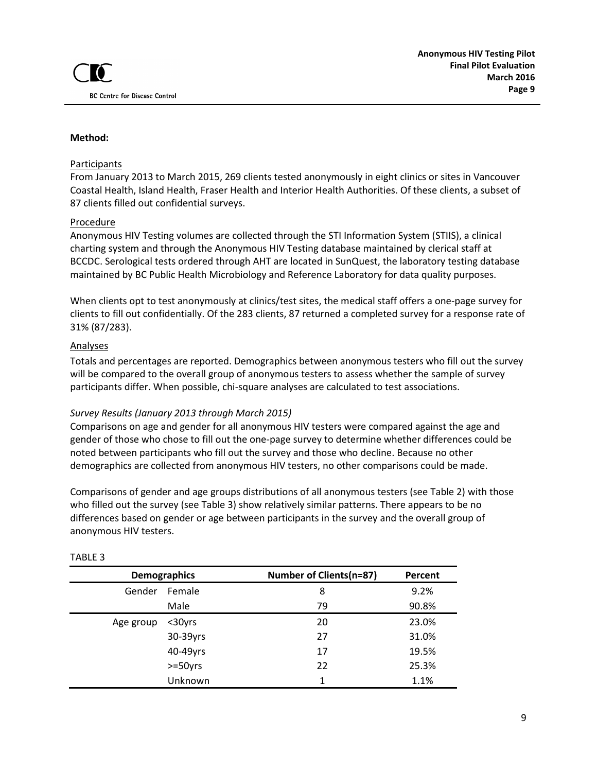**Method:**

Participants

From January 2013 to March 2015, 269 clients tested anonymously in eight clinics or sites in Vancouver Coastal Health, Island Health, Fraser Health and Interior Health Authorities. Of these clients, a subset of 87 clients filled out confidential surveys.

Procedure

Anonymous HIV Testing volumes are collected through the STI Information System (STIIS), a clinical charting system and through the Anonymous HIV Testing database maintained by clerical staff at BCCDC. Serological tests ordered through AHT are located in SunQuest, the laboratory testing database maintained by BC Public Health Microbiology and Reference Laboratory for data quality purposes.

When clients opt to test anonymously at clinics/test sites, the medical staff offers a one-page survey for clients to fill out confidentially. Of the 283 clients, 87 returned a completed survey for a response rate of 31% (87/283).

Analyses

Totals and percentages are reported. Demographics between anonymous testers who fill out the survey will be compared to the overall group of anonymous testers to assess whether the sample of survey participants differ. When possible, chi-square analyses are calculated to test associations.

*Survey Results (January 2013 through March 2015)*

Comparisons on age and gender for all anonymous HIV testers were compared against the age and gender of those who chose to fill out the one-page survey to determine whether differences could be noted between participants who fill out the survey and those who decline. Because no other demographics are collected from anonymous HIV testers, no other comparisons could be made.

Comparisons of gender and age groups distributions of all anonymous testers (see Table 2) with those who filled out the survey (see Table 3) show relatively similar patterns. There appears to be no differences based on gender or age between participants in the survey and the overall group of anonymous HIV testers.

TABLE 3

| Demographics | | Number of Clients(n=87) | Percent |
|---|---|---|---|
| Gender | Female | 8 | 9.2% |
| | Male | 79 | 90.8% |
| Age group | <30yrs | 20 | 23.0% |
| | 30-39yrs | 27 | 31.0% |
| | 40-49yrs | 17 | 19.5% |
| | >=50yrs | 22 | 25.3% |
| | Unknown | 1 | 1.1% |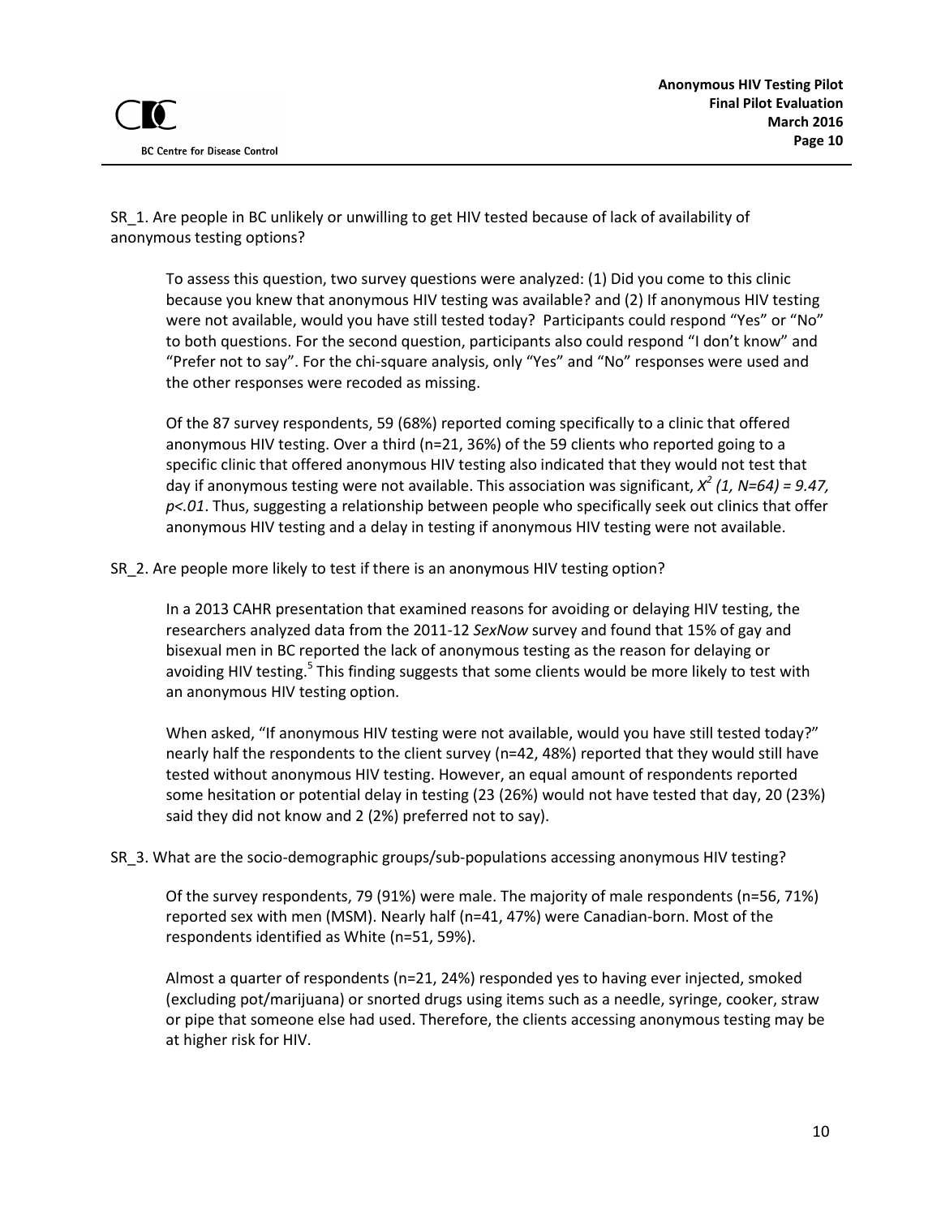SR_1. Are people in BC unlikely or unwilling to get HIV tested because of lack of availability of anonymous testing options?

To assess this question, two survey questions were analyzed: (1) Did you come to this clinic because you knew that anonymous HIV testing was available? and (2) If anonymous HIV testing were not available, would you have still tested today? Participants could respond "Yes" or "No" to both questions. For the second question, participants also could respond "I don't know" and "Prefer not to say". For the chi-square analysis, only "Yes" and "No" responses were used and the other responses were recoded as missing.

Of the 87 survey respondents, 59 (68%) reported coming specifically to a clinic that offered anonymous HIV testing. Over a third (n=21, 36%) of the 59 clients who reported going to a specific clinic that offered anonymous HIV testing also indicated that they would not test that day if anonymous testing were not available. This association was significant, $X^2$ *(1, N=64) = 9.47, p<.01*. Thus, suggesting a relationship between people who specifically seek out clinics that offer anonymous HIV testing and a delay in testing if anonymous HIV testing were not available.

SR_2. Are people more likely to test if there is an anonymous HIV testing option?

In a 2013 CAHR presentation that examined reasons for avoiding or delaying HIV testing, the researchers analyzed data from the 2011-12 *SexNow* survey and found that 15% of gay and bisexual men in BC reported the lack of anonymous testing as the reason for delaying or avoiding HIV testing.[5] This finding suggests that some clients would be more likely to test with an anonymous HIV testing option.

When asked, "If anonymous HIV testing were not available, would you have still tested today?" nearly half the respondents to the client survey (n=42, 48%) reported that they would still have tested without anonymous HIV testing. However, an equal amount of respondents reported some hesitation or potential delay in testing (23 (26%) would not have tested that day, 20 (23%) said they did not know and 2 (2%) preferred not to say).

SR_3. What are the socio-demographic groups/sub-populations accessing anonymous HIV testing?

Of the survey respondents, 79 (91%) were male. The majority of male respondents (n=56, 71%) reported sex with men (MSM). Nearly half (n=41, 47%) were Canadian-born. Most of the respondents identified as White (n=51, 59%).

Almost a quarter of respondents (n=21, 24%) responded yes to having ever injected, smoked (excluding pot/marijuana) or snorted drugs using items such as a needle, syringe, cooker, straw or pipe that someone else had used. Therefore, the clients accessing anonymous testing may be at higher risk for HIV.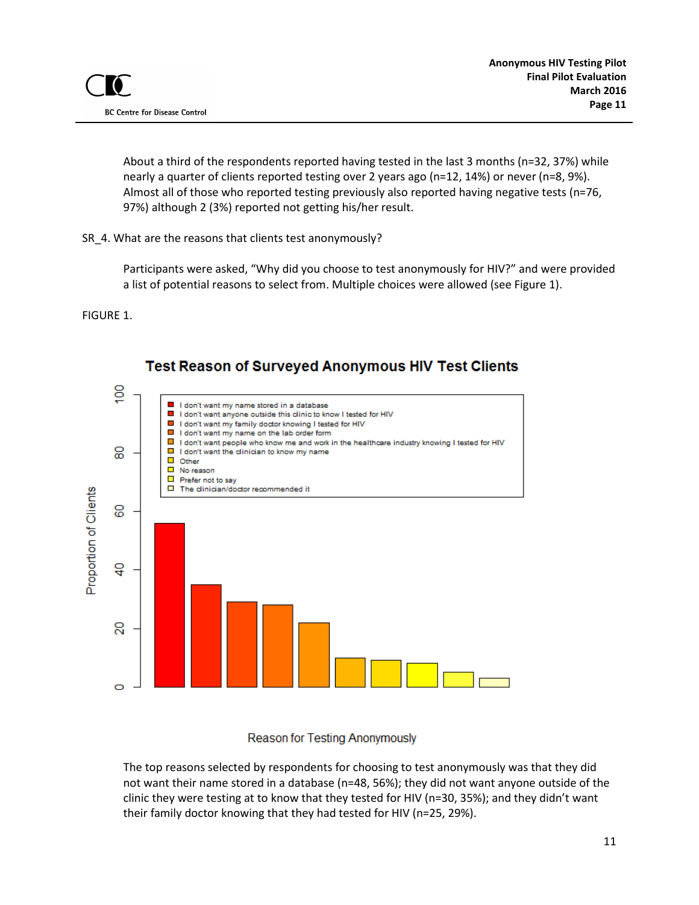About a third of the respondents reported having tested in the last 3 months (n=32, 37%) while nearly a quarter of clients reported testing over 2 years ago (n=12, 14%) or never (n=8, 9%). Almost all of those who reported testing previously also reported having negative tests (n=76, 97%) although 2 (3%) reported not getting his/her result.

SR_4. What are the reasons that clients test anonymously?

Participants were asked, “Why did you choose to test anonymously for HIV?” and were provided a list of potential reasons to select from. Multiple choices were allowed (see Figure 1).

FIGURE 1.

The top reasons selected by respondents for choosing to test anonymously was that they did not want their name stored in a database (n=48, 56%); they did not want anyone outside of the clinic they were testing at to know that they tested for HIV (n=30, 35%); and they didn’t want their family doctor knowing that they had tested for HIV (n=25, 29%).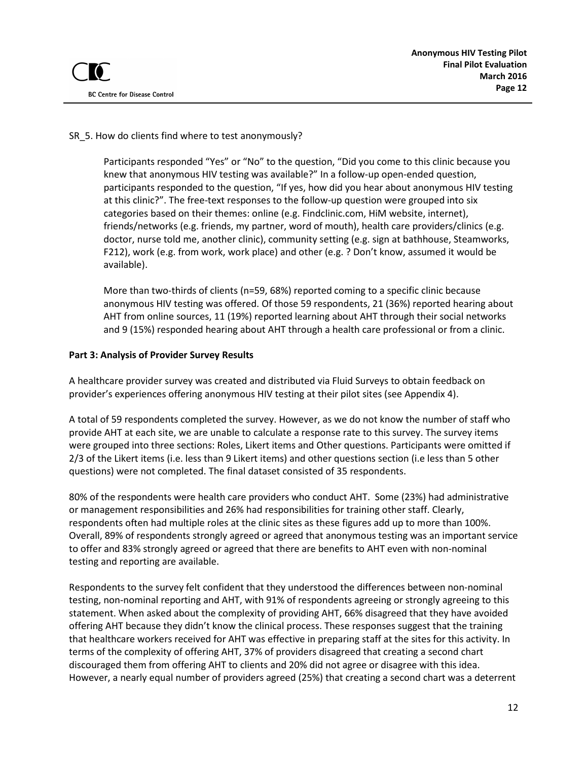SR_5. How do clients find where to test anonymously?

Participants responded "Yes" or "No" to the question, "Did you come to this clinic because you knew that anonymous HIV testing was available?" In a follow-up open-ended question, participants responded to the question, "If yes, how did you hear about anonymous HIV testing at this clinic?". The free-text responses to the follow-up question were grouped into six categories based on their themes: online (e.g. Findclinic.com, HiM website, internet), friends/networks (e.g. friends, my partner, word of mouth), health care providers/clinics (e.g. doctor, nurse told me, another clinic), community setting (e.g. sign at bathhouse, Steamworks, F212), work (e.g. from work, work place) and other (e.g. ? Don't know, assumed it would be available).

More than two-thirds of clients (n=59, 68%) reported coming to a specific clinic because anonymous HIV testing was offered. Of those 59 respondents, 21 (36%) reported hearing about AHT from online sources, 11 (19%) reported learning about AHT through their social networks and 9 (15%) responded hearing about AHT through a health care professional or from a clinic.

**Part 3: Analysis of Provider Survey Results**

A healthcare provider survey was created and distributed via Fluid Surveys to obtain feedback on provider's experiences offering anonymous HIV testing at their pilot sites (see Appendix 4).

A total of 59 respondents completed the survey. However, as we do not know the number of staff who provide AHT at each site, we are unable to calculate a response rate to this survey. The survey items were grouped into three sections: Roles, Likert items and Other questions. Participants were omitted if 2/3 of the Likert items (i.e. less than 9 Likert items) and other questions section (i.e less than 5 other questions) were not completed. The final dataset consisted of 35 respondents.

80% of the respondents were health care providers who conduct AHT. Some (23%) had administrative or management responsibilities and 26% had responsibilities for training other staff. Clearly, respondents often had multiple roles at the clinic sites as these figures add up to more than 100%. Overall, 89% of respondents strongly agreed or agreed that anonymous testing was an important service to offer and 83% strongly agreed or agreed that there are benefits to AHT even with non-nominal testing and reporting are available.

Respondents to the survey felt confident that they understood the differences between non-nominal testing, non-nominal reporting and AHT, with 91% of respondents agreeing or strongly agreeing to this statement. When asked about the complexity of providing AHT, 66% disagreed that they have avoided offering AHT because they didn't know the clinical process. These responses suggest that the training that healthcare workers received for AHT was effective in preparing staff at the sites for this activity. In terms of the complexity of offering AHT, 37% of providers disagreed that creating a second chart discouraged them from offering AHT to clients and 20% did not agree or disagree with this idea. However, a nearly equal number of providers agreed (25%) that creating a second chart was a deterrent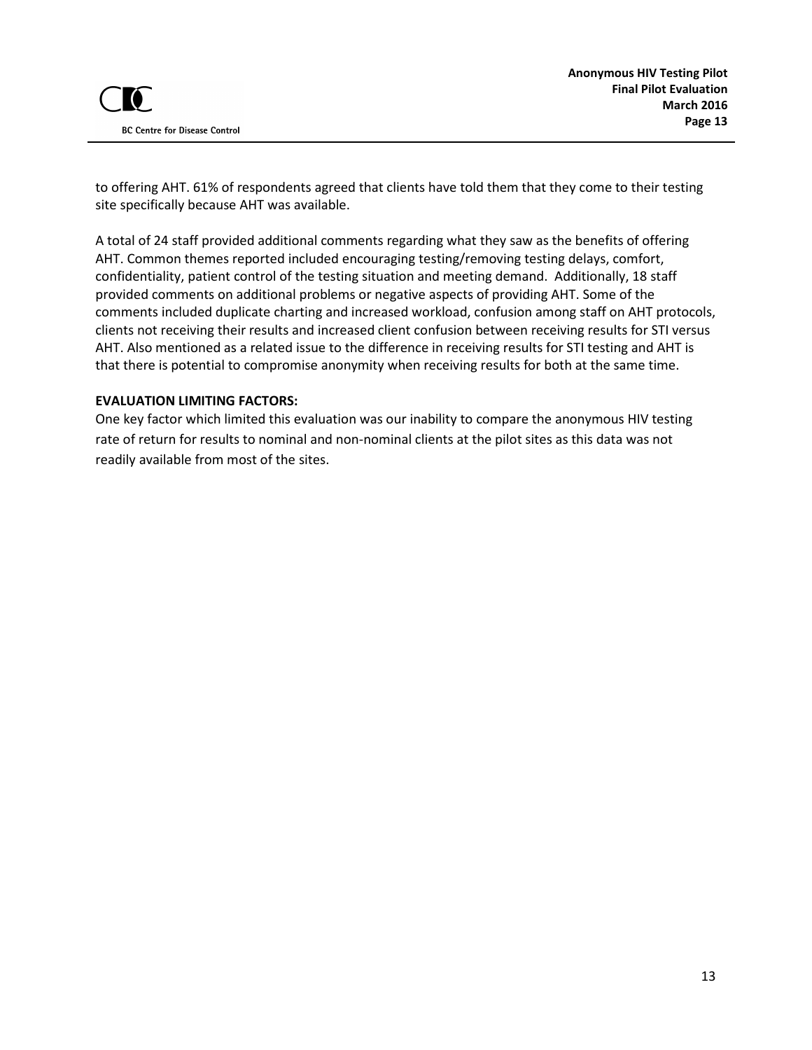to offering AHT. 61% of respondents agreed that clients have told them that they come to their testing site specifically because AHT was available.

A total of 24 staff provided additional comments regarding what they saw as the benefits of offering AHT. Common themes reported included encouraging testing/removing testing delays, comfort, confidentiality, patient control of the testing situation and meeting demand. Additionally, 18 staff provided comments on additional problems or negative aspects of providing AHT. Some of the comments included duplicate charting and increased workload, confusion among staff on AHT protocols, clients not receiving their results and increased client confusion between receiving results for STI versus AHT. Also mentioned as a related issue to the difference in receiving results for STI testing and AHT is that there is potential to compromise anonymity when receiving results for both at the same time.

**EVALUATION LIMITING FACTORS:**

One key factor which limited this evaluation was our inability to compare the anonymous HIV testing rate of return for results to nominal and non-nominal clients at the pilot sites as this data was not readily available from most of the sites.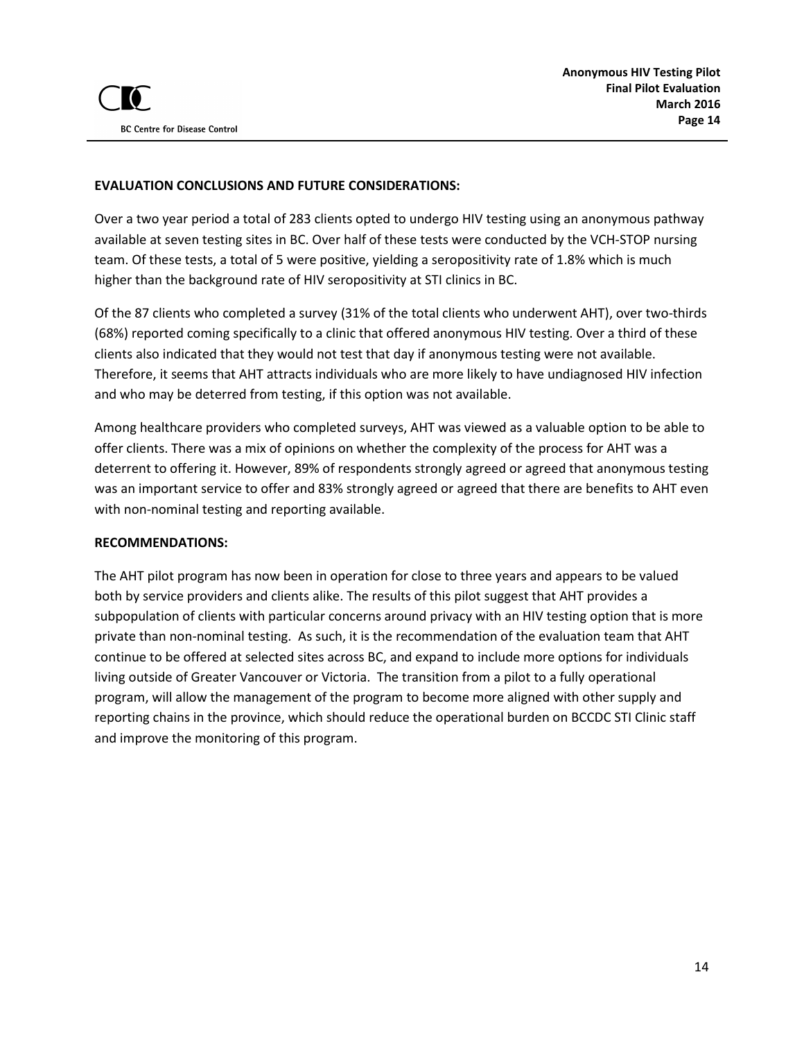**EVALUATION CONCLUSIONS AND FUTURE CONSIDERATIONS:**

Over a two year period a total of 283 clients opted to undergo HIV testing using an anonymous pathway available at seven testing sites in BC. Over half of these tests were conducted by the VCH-STOP nursing team. Of these tests, a total of 5 were positive, yielding a seropositivity rate of 1.8% which is much higher than the background rate of HIV seropositivity at STI clinics in BC.

Of the 87 clients who completed a survey (31% of the total clients who underwent AHT), over two-thirds (68%) reported coming specifically to a clinic that offered anonymous HIV testing. Over a third of these clients also indicated that they would not test that day if anonymous testing were not available. Therefore, it seems that AHT attracts individuals who are more likely to have undiagnosed HIV infection and who may be deterred from testing, if this option was not available.

Among healthcare providers who completed surveys, AHT was viewed as a valuable option to be able to offer clients. There was a mix of opinions on whether the complexity of the process for AHT was a deterrent to offering it. However, 89% of respondents strongly agreed or agreed that anonymous testing was an important service to offer and 83% strongly agreed or agreed that there are benefits to AHT even with non-nominal testing and reporting available.

**RECOMMENDATIONS:**

The AHT pilot program has now been in operation for close to three years and appears to be valued both by service providers and clients alike. The results of this pilot suggest that AHT provides a subpopulation of clients with particular concerns around privacy with an HIV testing option that is more private than non-nominal testing. As such, it is the recommendation of the evaluation team that AHT continue to be offered at selected sites across BC, and expand to include more options for individuals living outside of Greater Vancouver or Victoria. The transition from a pilot to a fully operational program, will allow the management of the program to become more aligned with other supply and reporting chains in the province, which should reduce the operational burden on BCCDC STI Clinic staff and improve the monitoring of this program.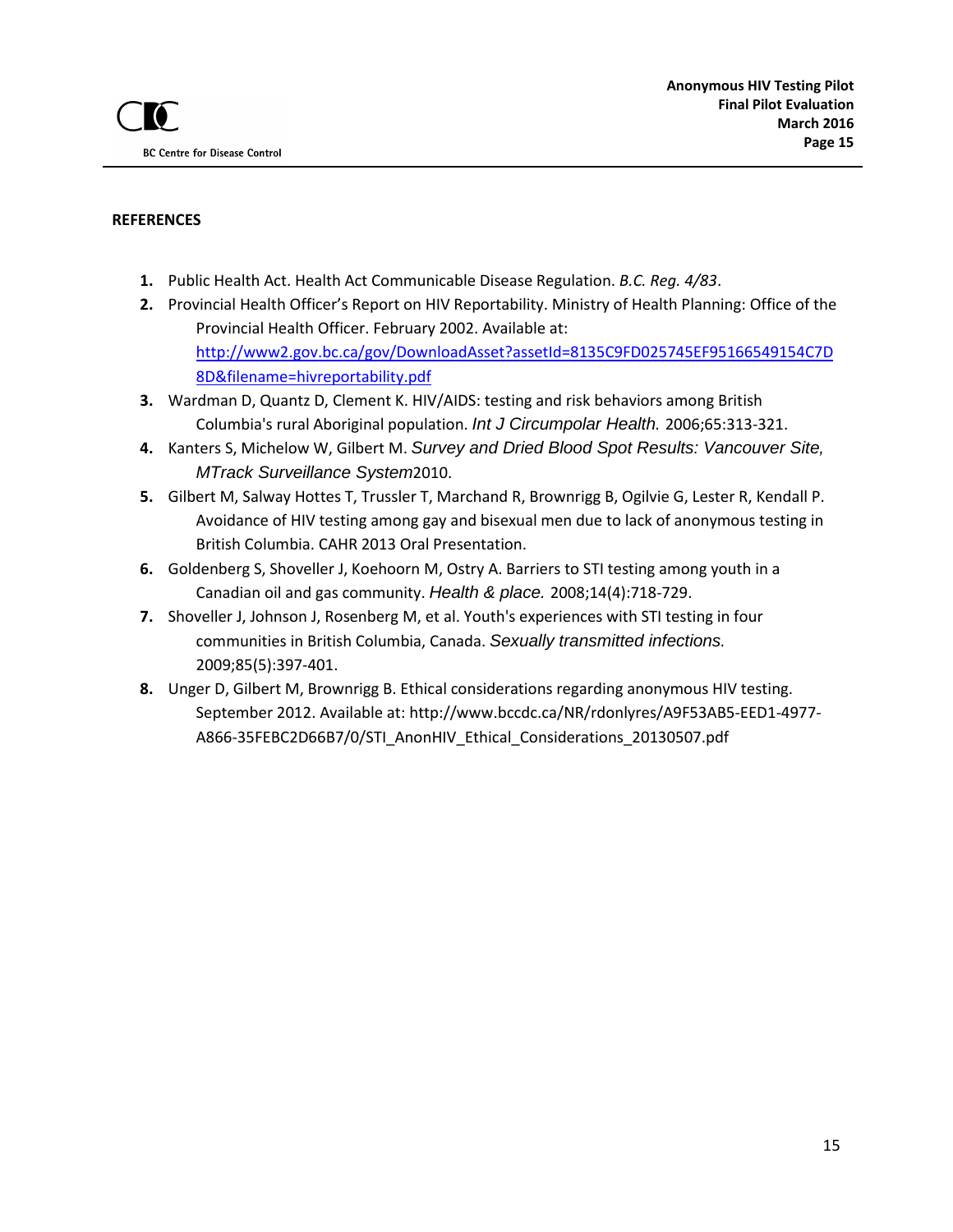## REFERENCES

1. Public Health Act. Health Act Communicable Disease Regulation. *B.C. Reg. 4/83*.
2. Provincial Health Officer's Report on HIV Reportability. Ministry of Health Planning: Office of the Provincial Health Officer. February 2002. Available at: http://www2.gov.bc.ca/gov/DownloadAsset?assetId=8135C9FD025745EF95166549154C7D8D&filename=hivreportability.pdf
3. Wardman D, Quantz D, Clement K. HIV/AIDS: testing and risk behaviors among British Columbia's rural Aboriginal population. *Int J Circumpolar Health.* 2006;65:313-321.
4. Kanters S, Michelow W, Gilbert M. *Survey and Dried Blood Spot Results: Vancouver Site, MTrack Surveillance System*2010.
5. Gilbert M, Salway Hottes T, Trussler T, Marchand R, Brownrigg B, Ogilvie G, Lester R, Kendall P. Avoidance of HIV testing among gay and bisexual men due to lack of anonymous testing in British Columbia. CAHR 2013 Oral Presentation.
6. Goldenberg S, Shoveller J, Koehoorn M, Ostry A. Barriers to STI testing among youth in a Canadian oil and gas community. *Health & place.* 2008;14(4):718-729.
7. Shoveller J, Johnson J, Rosenberg M, et al. Youth's experiences with STI testing in four communities in British Columbia, Canada. *Sexually transmitted infections.* 2009;85(5):397-401.
8. Unger D, Gilbert M, Brownrigg B. Ethical considerations regarding anonymous HIV testing. September 2012. Available at: http://www.bccdc.ca/NR/rdonlyres/A9F53AB5-EED1-4977-A866-35FEBC2D66B7/0/STI_AnonHIV_Ethical_Considerations_20130507.pdf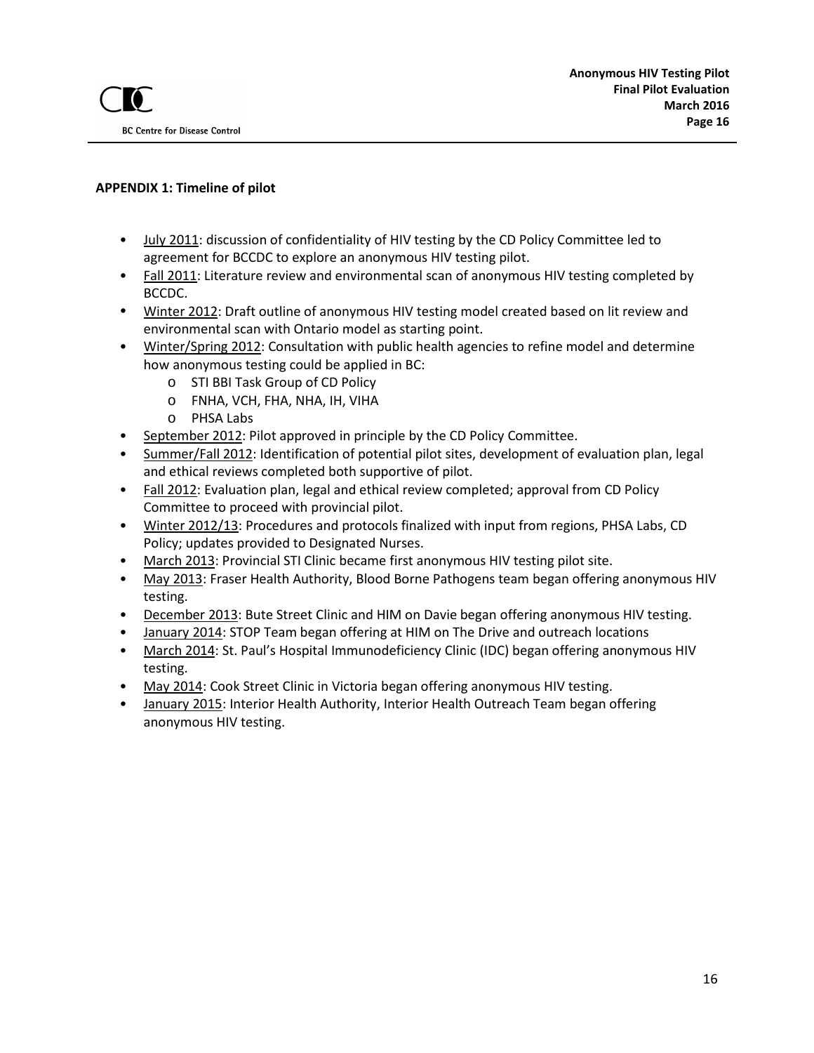## APPENDIX 1: Timeline of pilot

- July 2011: discussion of confidentiality of HIV testing by the CD Policy Committee led to agreement for BCCDC to explore an anonymous HIV testing pilot.
- Fall 2011: Literature review and environmental scan of anonymous HIV testing completed by BCCDC.
- Winter 2012: Draft outline of anonymous HIV testing model created based on lit review and environmental scan with Ontario model as starting point.
- Winter/Spring 2012: Consultation with public health agencies to refine model and determine how anonymous testing could be applied in BC:
  - STI BBI Task Group of CD Policy
  - FNHA, VCH, FHA, NHA, IH, VIHA
  - PHSA Labs
- September 2012: Pilot approved in principle by the CD Policy Committee.
- Summer/Fall 2012: Identification of potential pilot sites, development of evaluation plan, legal and ethical reviews completed both supportive of pilot.
- Fall 2012: Evaluation plan, legal and ethical review completed; approval from CD Policy Committee to proceed with provincial pilot.
- Winter 2012/13: Procedures and protocols finalized with input from regions, PHSA Labs, CD Policy; updates provided to Designated Nurses.
- March 2013: Provincial STI Clinic became first anonymous HIV testing pilot site.
- May 2013: Fraser Health Authority, Blood Borne Pathogens team began offering anonymous HIV testing.
- December 2013: Bute Street Clinic and HIM on Davie began offering anonymous HIV testing.
- January 2014: STOP Team began offering at HIM on The Drive and outreach locations
- March 2014: St. Paul's Hospital Immunodeficiency Clinic (IDC) began offering anonymous HIV testing.
- May 2014: Cook Street Clinic in Victoria began offering anonymous HIV testing.
- January 2015: Interior Health Authority, Interior Health Outreach Team began offering anonymous HIV testing.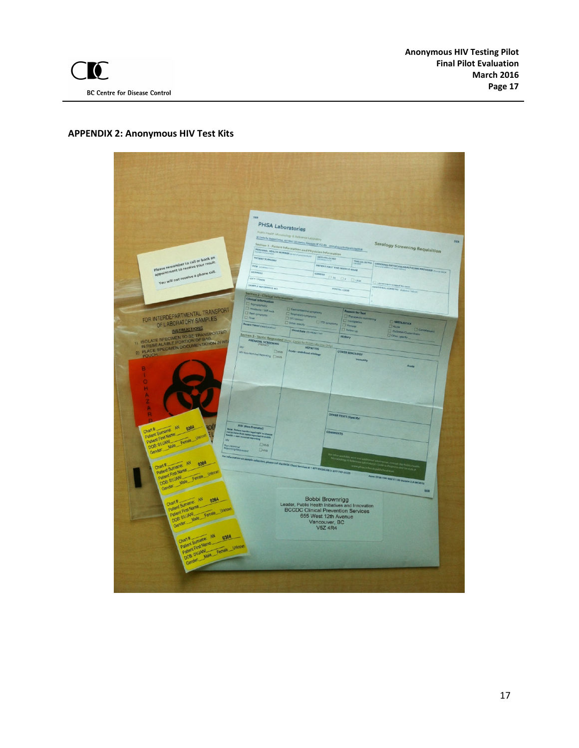## APPENDIX 2: Anonymous HIV Test Kits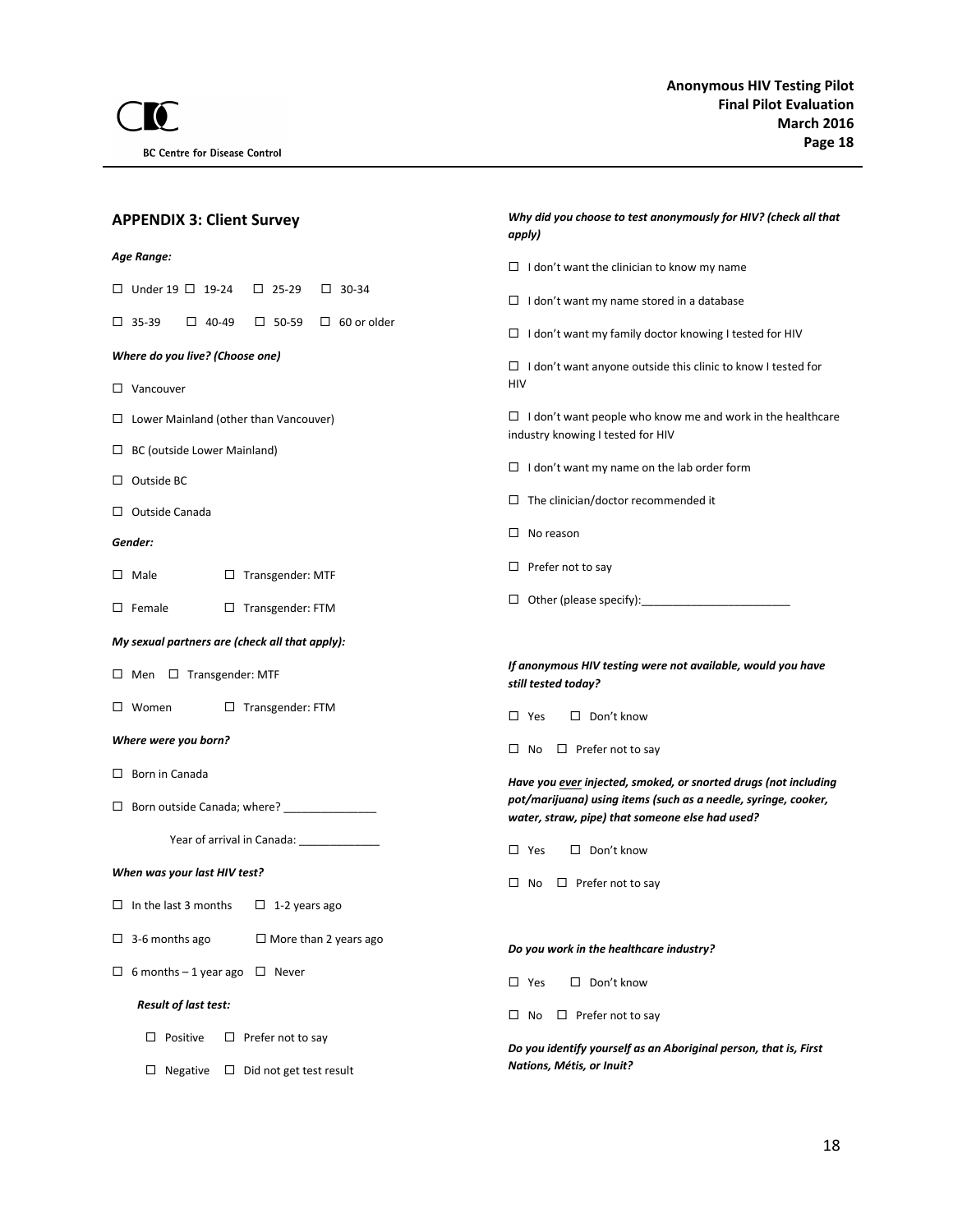## APPENDIX 3: Client Survey

***Age Range:***

☐ Under 19 ☐ 19-24 ☐ 25-29 ☐ 30-34

☐ 35-39 ☐ 40-49 ☐ 50-59 ☐ 60 or older

***Where do you live? (Choose one)***

☐ Vancouver

☐ Lower Mainland (other than Vancouver)

☐ BC (outside Lower Mainland)

☐ Outside BC

☐ Outside Canada

***Gender:***

☐ Male ☐ Transgender: MTF

☐ Female ☐ Transgender: FTM

***My sexual partners are (check all that apply):***

☐ Men ☐ Transgender: MTF

☐ Women ☐ Transgender: FTM

***Where were you born?***

☐ Born in Canada

☐ Born outside Canada; where? _______________

Year of arrival in Canada: _____________

***When was your last HIV test?***

☐ In the last 3 months ☐ 1-2 years ago

☐ 3-6 months ago ☐ More than 2 years ago

☐ 6 months – 1 year ago ☐ Never

***Result of last test:***

☐ Positive ☐ Prefer not to say

☐ Negative ☐ Did not get test result

***Why did you choose to test anonymously for HIV? (check all that apply)***

☐ I don't want the clinician to know my name

☐ I don't want my name stored in a database

☐ I don't want my family doctor knowing I tested for HIV

☐ I don't want anyone outside this clinic to know I tested for HIV

☐ I don't want people who know me and work in the healthcare industry knowing I tested for HIV

☐ I don't want my name on the lab order form

☐ The clinician/doctor recommended it

☐ No reason

☐ Prefer not to say

☐ Other (please specify):________________________

***If anonymous HIV testing were not available, would you have still tested today?***

☐ Yes ☐ Don't know

☐ No ☐ Prefer not to say

***Have you <u>ever</u> injected, smoked, or snorted drugs (not including pot/marijuana) using items (such as a needle, syringe, cooker, water, straw, pipe) that someone else had used?***

☐ Yes ☐ Don't know

☐ No ☐ Prefer not to say

***Do you work in the healthcare industry?***

☐ Yes ☐ Don't know

☐ No ☐ Prefer not to say

***Do you identify yourself as an Aboriginal person, that is, First Nations, Métis, or Inuit?***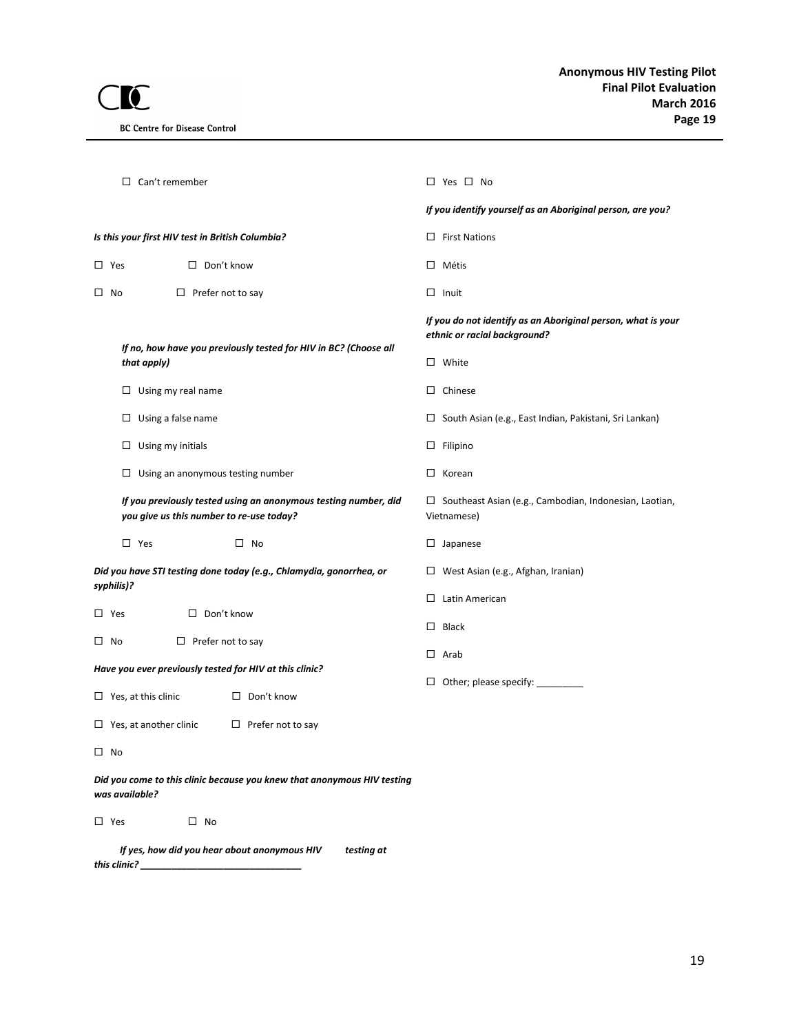☐ Can't remember

***Is this your first HIV test in British Columbia?***

☐ Yes ☐ Don't know

☐ No ☐ Prefer not to say

***If no, how have you previously tested for HIV in BC? (Choose all that apply)***

☐ Using my real name

☐ Using a false name

☐ Using my initials

☐ Using an anonymous testing number

***If you previously tested using an anonymous testing number, did you give us this number to re-use today?***

☐ Yes ☐ No

***Did you have STI testing done today (e.g., Chlamydia, gonorrhea, or syphilis)?***

☐ Yes ☐ Don't know

☐ No ☐ Prefer not to say

***Have you ever previously tested for HIV at this clinic?***

☐ Yes, at this clinic ☐ Don't know

☐ Yes, at another clinic ☐ Prefer not to say

☐ No

***Did you come to this clinic because you knew that anonymous HIV testing was available?***

☐ Yes ☐ No

***If yes, how did you hear about anonymous HIV testing at this clinic? ______________________________***

☐ Yes ☐ No

***If you identify yourself as an Aboriginal person, are you?***

☐ First Nations

☐ Métis

☐ Inuit

***If you do not identify as an Aboriginal person, what is your ethnic or racial background?***

☐ White

☐ Chinese

☐ South Asian (e.g., East Indian, Pakistani, Sri Lankan)

☐ Filipino

☐ Korean

☐ Southeast Asian (e.g., Cambodian, Indonesian, Laotian, Vietnamese)

☐ Japanese

☐ West Asian (e.g., Afghan, Iranian)

☐ Latin American

☐ Black

☐ Arab

☐ Other; please specify: _________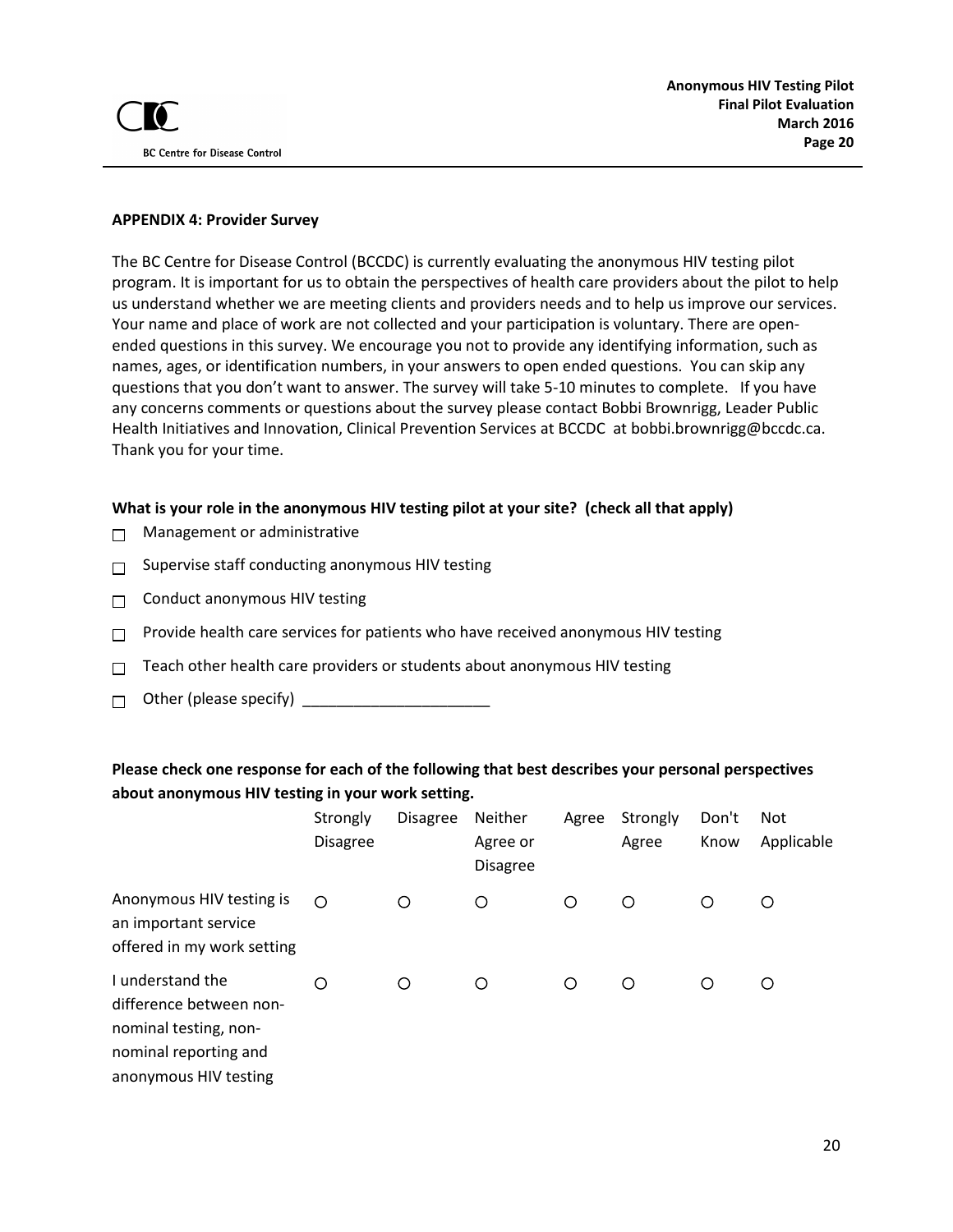**APPENDIX 4: Provider Survey**

The BC Centre for Disease Control (BCCDC) is currently evaluating the anonymous HIV testing pilot program. It is important for us to obtain the perspectives of health care providers about the pilot to help us understand whether we are meeting clients and providers needs and to help us improve our services. Your name and place of work are not collected and your participation is voluntary. There are open-ended questions in this survey. We encourage you not to provide any identifying information, such as names, ages, or identification numbers, in your answers to open ended questions. You can skip any questions that you don't want to answer. The survey will take 5-10 minutes to complete. If you have any concerns comments or questions about the survey please contact Bobbi Brownrigg, Leader Public Health Initiatives and Innovation, Clinical Prevention Services at BCCDC at bobbi.brownrigg@bccdc.ca. Thank you for your time.

**What is your role in the anonymous HIV testing pilot at your site? (check all that apply)**

- ☐ Management or administrative
- ☐ Supervise staff conducting anonymous HIV testing
- ☐ Conduct anonymous HIV testing
- ☐ Provide health care services for patients who have received anonymous HIV testing
- ☐ Teach other health care providers or students about anonymous HIV testing
- ☐ Other (please specify) ______________________

**Please check one response for each of the following that best describes your personal perspectives about anonymous HIV testing in your work setting.**

| | Strongly Disagree | Disagree | Neither Agree or Disagree | Agree | Strongly Agree | Don't Know | Not Applicable |
|---|---|---|---|---|---|---|---|
| Anonymous HIV testing is an important service offered in my work setting | ○ | ○ | ○ | ○ | ○ | ○ | ○ |
| I understand the difference between non-nominal testing, non-nominal reporting and anonymous HIV testing | ○ | ○ | ○ | ○ | ○ | ○ | ○ |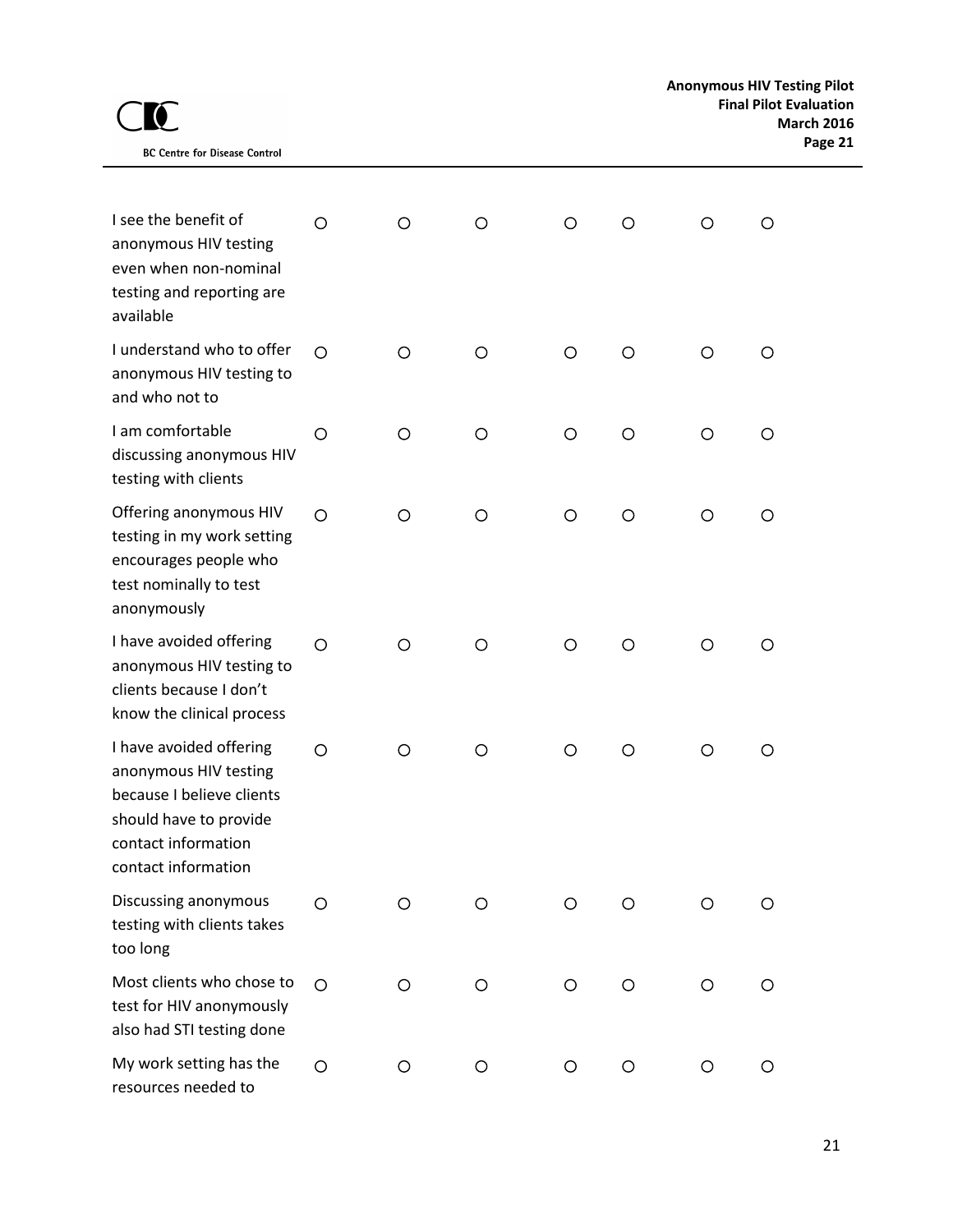| | | | | | | | |
|---|---|---|---|---|---|---|---|
| I see the benefit of anonymous HIV testing even when non-nominal testing and reporting are available | ○ | ○ | ○ | ○ | ○ | ○ | ○ |
| I understand who to offer anonymous HIV testing to and who not to | ○ | ○ | ○ | ○ | ○ | ○ | ○ |
| I am comfortable discussing anonymous HIV testing with clients | ○ | ○ | ○ | ○ | ○ | ○ | ○ |
| Offering anonymous HIV testing in my work setting encourages people who test nominally to test anonymously | ○ | ○ | ○ | ○ | ○ | ○ | ○ |
| I have avoided offering anonymous HIV testing to clients because I don't know the clinical process | ○ | ○ | ○ | ○ | ○ | ○ | ○ |
| I have avoided offering anonymous HIV testing because I believe clients should have to provide contact information contact information | ○ | ○ | ○ | ○ | ○ | ○ | ○ |
| Discussing anonymous testing with clients takes too long | ○ | ○ | ○ | ○ | ○ | ○ | ○ |
| Most clients who chose to test for HIV anonymously also had STI testing done | ○ | ○ | ○ | ○ | ○ | ○ | ○ |
| My work setting has the resources needed to | ○ | ○ | ○ | ○ | ○ | ○ | ○ |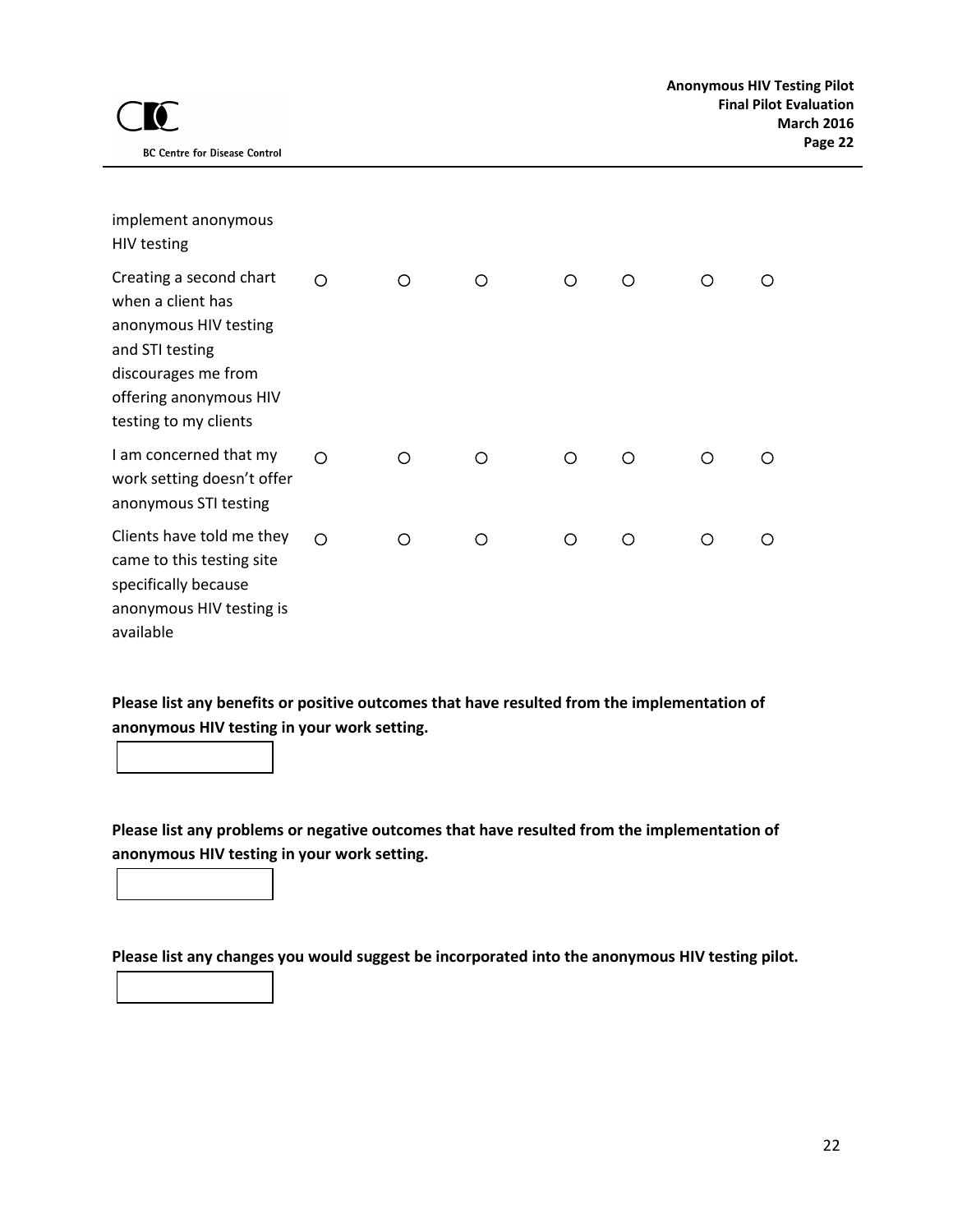| implement anonymous HIV testing | | | | | | | |
|---|---|---|---|---|---|---|---|
| Creating a second chart when a client has anonymous HIV testing and STI testing discourages me from offering anonymous HIV testing to my clients | ○ | ○ | ○ | ○ | ○ | ○ | ○ |
| I am concerned that my work setting doesn't offer anonymous STI testing | ○ | ○ | ○ | ○ | ○ | ○ | ○ |
| Clients have told me they came to this testing site specifically because anonymous HIV testing is available | ○ | ○ | ○ | ○ | ○ | ○ | ○ |

**Please list any benefits or positive outcomes that have resulted from the implementation of anonymous HIV testing in your work setting.**

**Please list any problems or negative outcomes that have resulted from the implementation of anonymous HIV testing in your work setting.**

**Please list any changes you would suggest be incorporated into the anonymous HIV testing pilot.**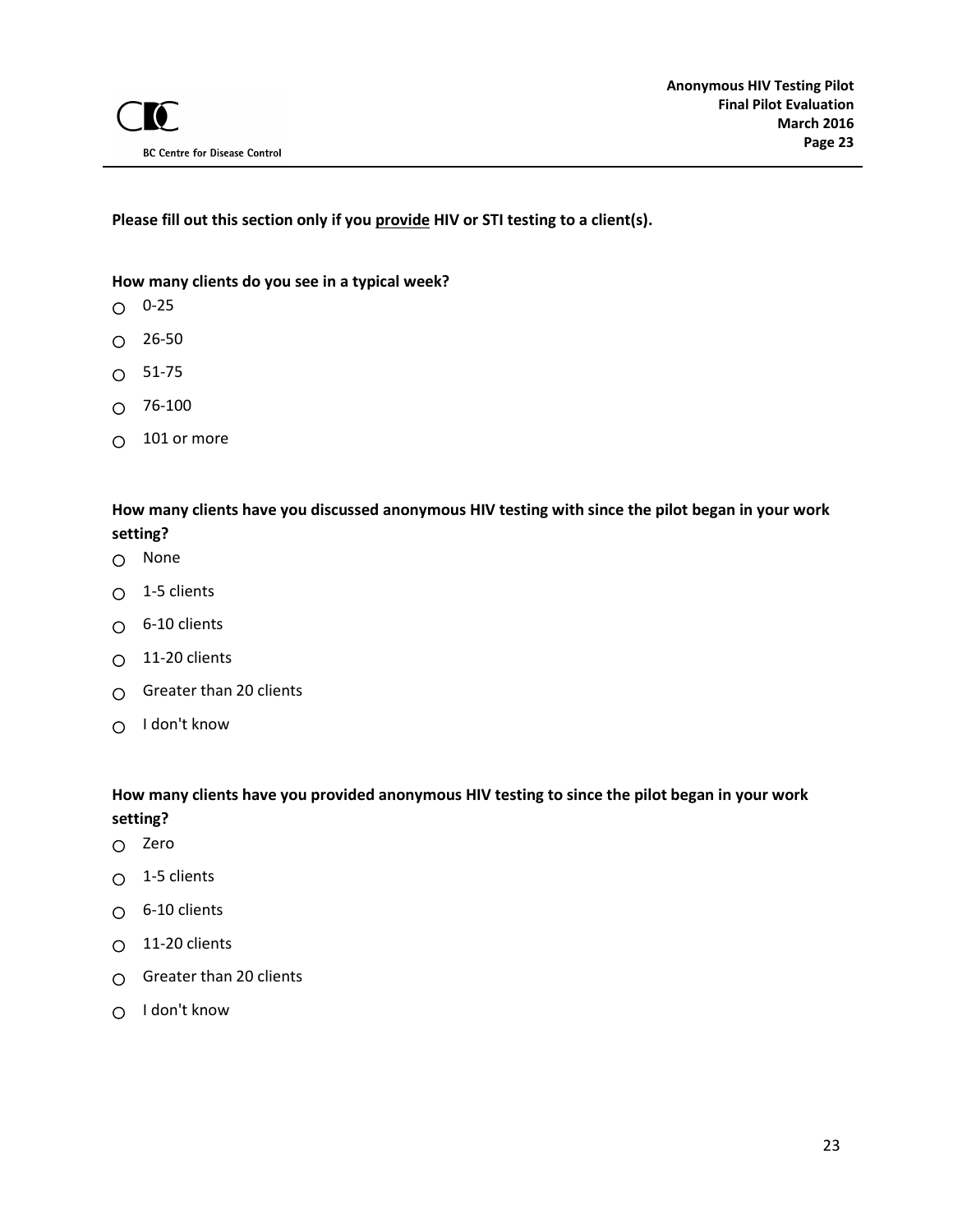**Please fill out this section only if you provide HIV or STI testing to a client(s).**

**How many clients do you see in a typical week?**

- ○ 0-25
- ○ 26-50
- ○ 51-75
- ○ 76-100
- ○ 101 or more

**How many clients have you discussed anonymous HIV testing with since the pilot began in your work setting?**

- ○ None
- ○ 1-5 clients
- ○ 6-10 clients
- ○ 11-20 clients
- ○ Greater than 20 clients
- ○ I don't know

**How many clients have you provided anonymous HIV testing to since the pilot began in your work setting?**

- ○ Zero
- ○ 1-5 clients
- ○ 6-10 clients
- ○ 11-20 clients
- ○ Greater than 20 clients
- ○ I don't know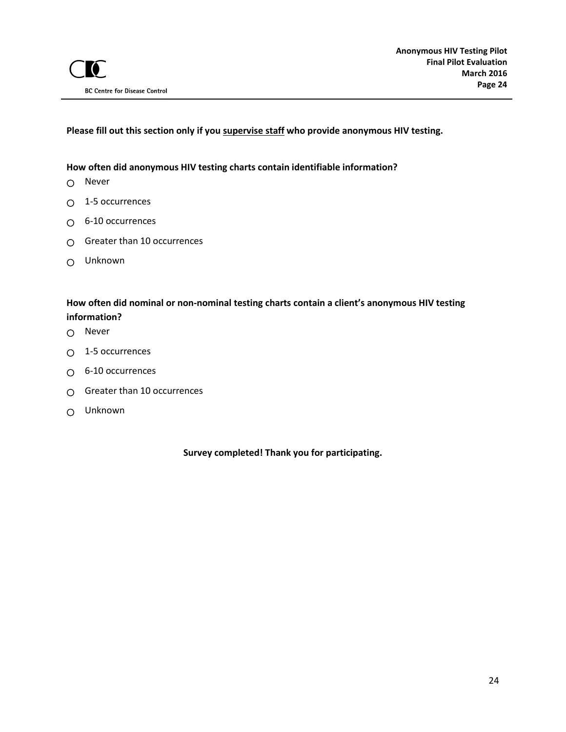**Please fill out this section only if you <u>supervise staff</u> who provide anonymous HIV testing.**

**How often did anonymous HIV testing charts contain identifiable information?**

- ○ Never
- ○ 1-5 occurrences
- ○ 6-10 occurrences
- ○ Greater than 10 occurrences
- ○ Unknown

**How often did nominal or non-nominal testing charts contain a client's anonymous HIV testing information?**

- ○ Never
- ○ 1-5 occurrences
- ○ 6-10 occurrences
- ○ Greater than 10 occurrences
- ○ Unknown

**Survey completed! Thank you for participating.**